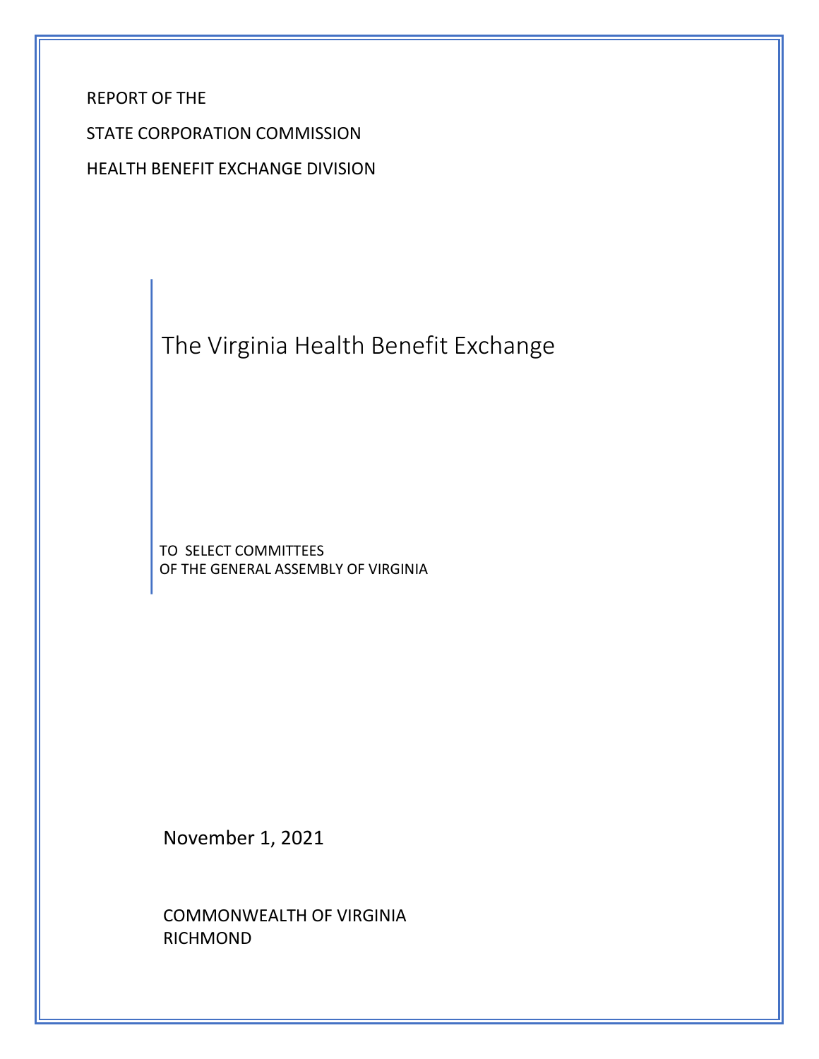REPORT OF THE

STATE CORPORATION COMMISSION

HEALTH BENEFIT EXCHANGE DIVISION

# The Virginia Health Benefit Exchange

TO SELECT COMMITTEES
OF THE GENERAL ASSEMBLY OF VIRGINIA

November 1, 2021

COMMONWEALTH OF VIRGINIA
RICHMOND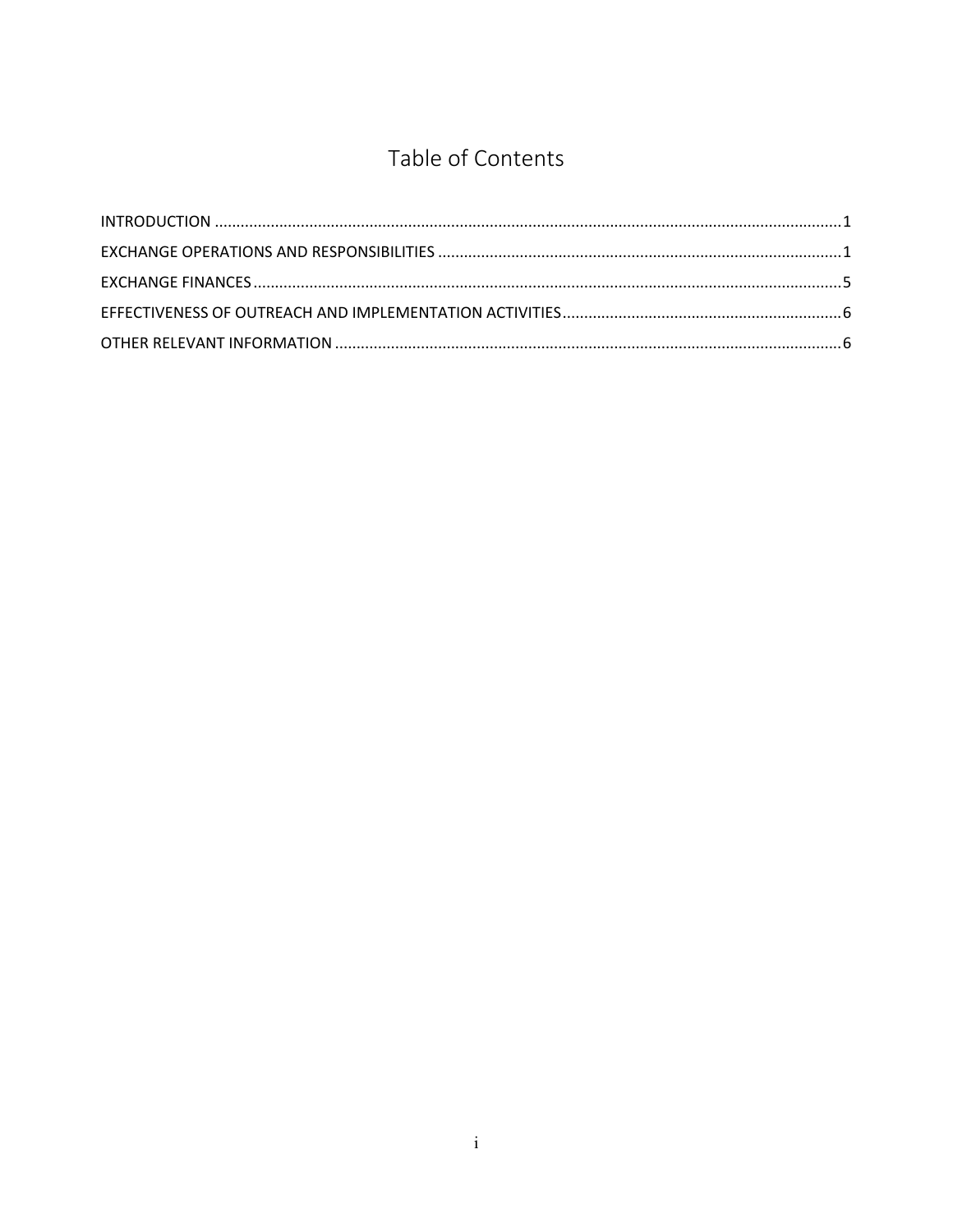# Table of Contents

INTRODUCTION ..... 1

EXCHANGE OPERATIONS AND RESPONSIBILITIES ..... 1

EXCHANGE FINANCES ..... 5

EFFECTIVENESS OF OUTREACH AND IMPLEMENTATION ACTIVITIES ..... 6

OTHER RELEVANT INFORMATION ..... 6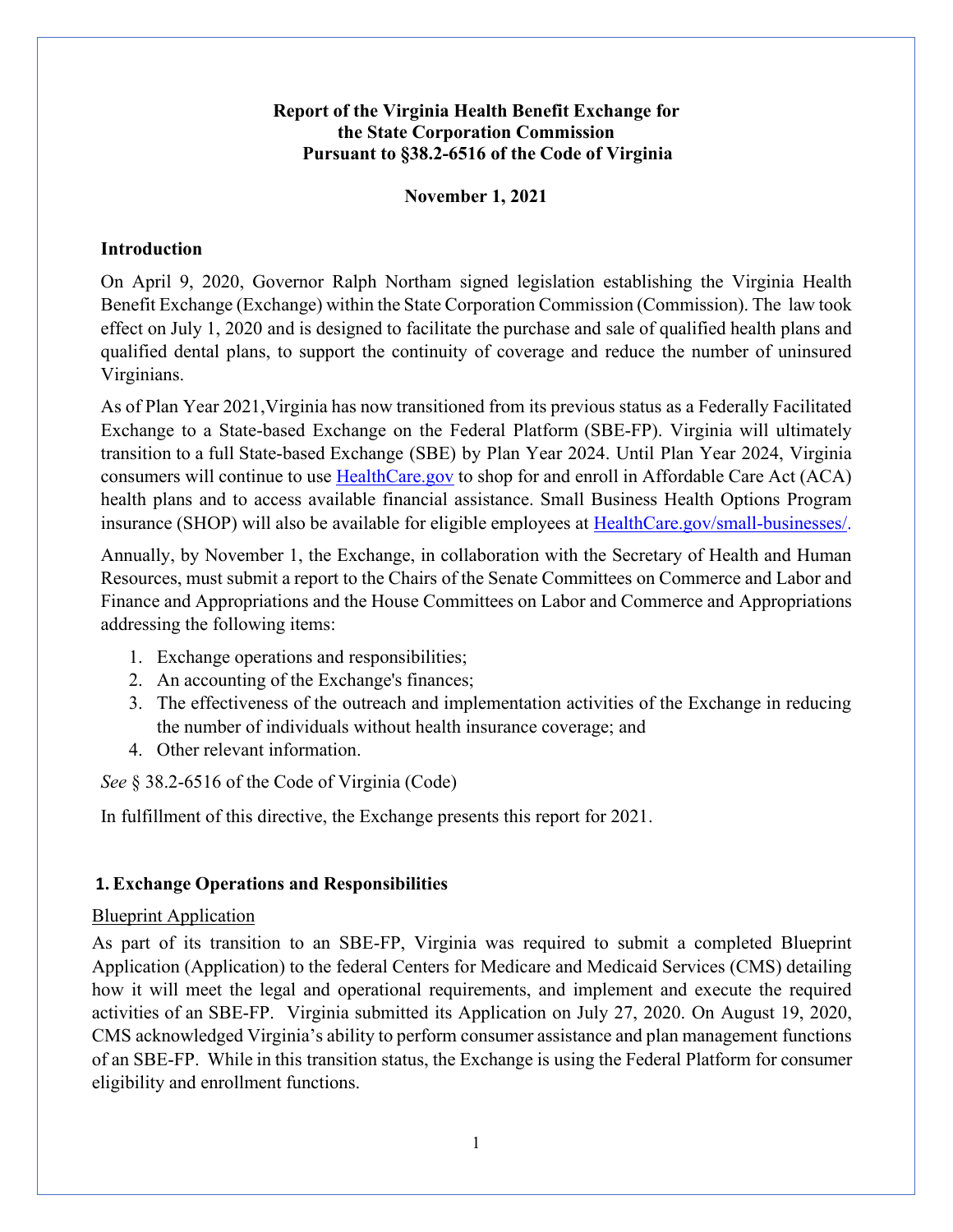**Report of the Virginia Health Benefit Exchange for the State Corporation Commission Pursuant to §38.2-6516 of the Code of Virginia**

**November 1, 2021**

## Introduction

On April 9, 2020, Governor Ralph Northam signed legislation establishing the Virginia Health Benefit Exchange (Exchange) within the State Corporation Commission (Commission). The law took effect on July 1, 2020 and is designed to facilitate the purchase and sale of qualified health plans and qualified dental plans, to support the continuity of coverage and reduce the number of uninsured Virginians.

As of Plan Year 2021,Virginia has now transitioned from its previous status as a Federally Facilitated Exchange to a State-based Exchange on the Federal Platform (SBE-FP). Virginia will ultimately transition to a full State-based Exchange (SBE) by Plan Year 2024. Until Plan Year 2024, Virginia consumers will continue to use [HealthCare.gov](HealthCare.gov) to shop for and enroll in Affordable Care Act (ACA) health plans and to access available financial assistance. Small Business Health Options Program insurance (SHOP) will also be available for eligible employees at [HealthCare.gov/small-businesses/](HealthCare.gov/small-businesses/).

Annually, by November 1, the Exchange, in collaboration with the Secretary of Health and Human Resources, must submit a report to the Chairs of the Senate Committees on Commerce and Labor and Finance and Appropriations and the House Committees on Labor and Commerce and Appropriations addressing the following items:

1. Exchange operations and responsibilities;
2. An accounting of the Exchange's finances;
3. The effectiveness of the outreach and implementation activities of the Exchange in reducing the number of individuals without health insurance coverage; and
4. Other relevant information.

*See* § 38.2-6516 of the Code of Virginia (Code)

In fulfillment of this directive, the Exchange presents this report for 2021.

## 1. Exchange Operations and Responsibilities

<u>Blueprint Application</u>

As part of its transition to an SBE-FP, Virginia was required to submit a completed Blueprint Application (Application) to the federal Centers for Medicare and Medicaid Services (CMS) detailing how it will meet the legal and operational requirements, and implement and execute the required activities of an SBE-FP. Virginia submitted its Application on July 27, 2020. On August 19, 2020, CMS acknowledged Virginia's ability to perform consumer assistance and plan management functions of an SBE-FP. While in this transition status, the Exchange is using the Federal Platform for consumer eligibility and enrollment functions.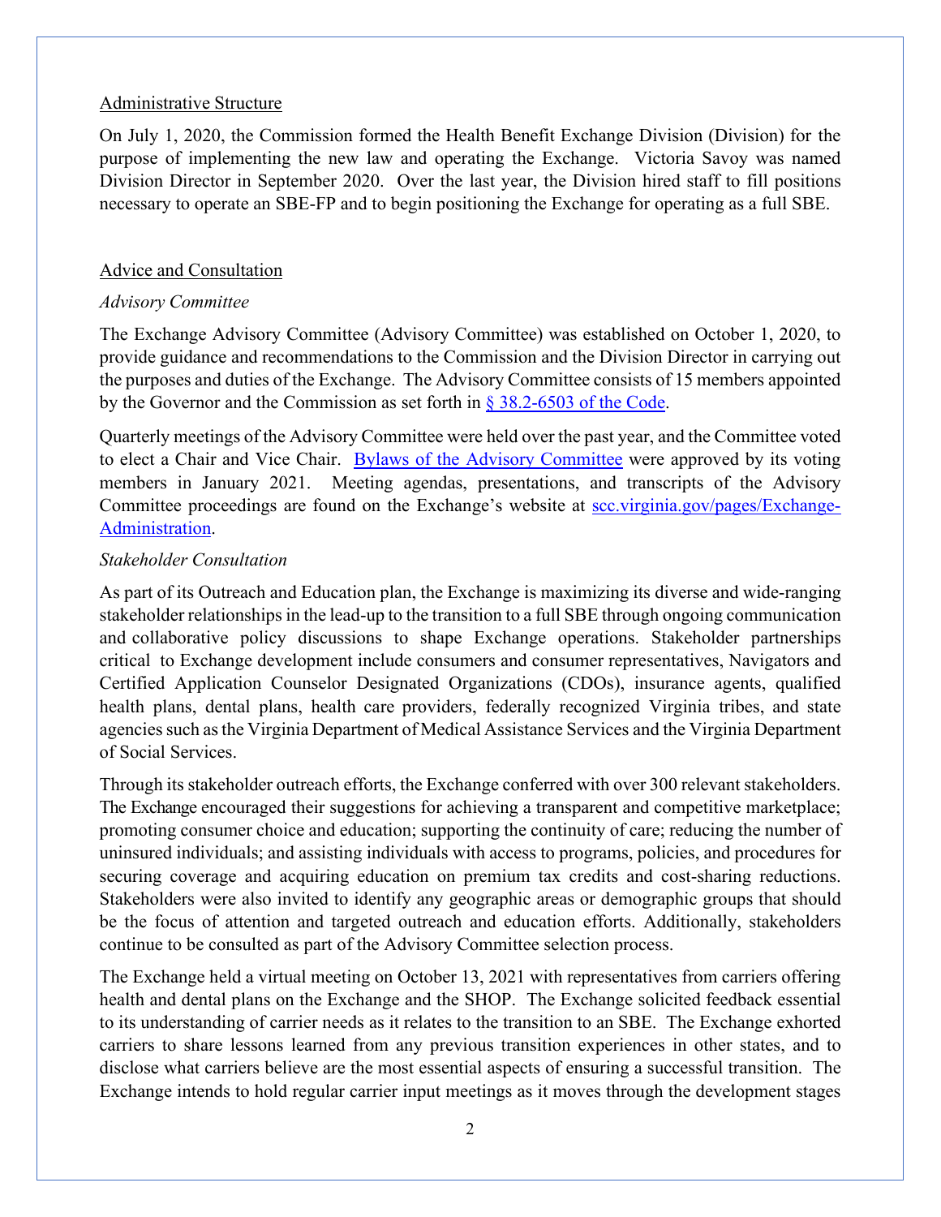Administrative Structure

On July 1, 2020, the Commission formed the Health Benefit Exchange Division (Division) for the purpose of implementing the new law and operating the Exchange. Victoria Savoy was named Division Director in September 2020. Over the last year, the Division hired staff to fill positions necessary to operate an SBE-FP and to begin positioning the Exchange for operating as a full SBE.

Advice and Consultation

*Advisory Committee*

The Exchange Advisory Committee (Advisory Committee) was established on October 1, 2020, to provide guidance and recommendations to the Commission and the Division Director in carrying out the purposes and duties of the Exchange. The Advisory Committee consists of 15 members appointed by the Governor and the Commission as set forth in [§ 38.2-6503 of the Code](#).

Quarterly meetings of the Advisory Committee were held over the past year, and the Committee voted to elect a Chair and Vice Chair. [Bylaws of the Advisory Committee](#) were approved by its voting members in January 2021. Meeting agendas, presentations, and transcripts of the Advisory Committee proceedings are found on the Exchange's website at [scc.virginia.gov/pages/Exchange-Administration](#).

*Stakeholder Consultation*

As part of its Outreach and Education plan, the Exchange is maximizing its diverse and wide-ranging stakeholder relationships in the lead-up to the transition to a full SBE through ongoing communication and collaborative policy discussions to shape Exchange operations. Stakeholder partnerships critical to Exchange development include consumers and consumer representatives, Navigators and Certified Application Counselor Designated Organizations (CDOs), insurance agents, qualified health plans, dental plans, health care providers, federally recognized Virginia tribes, and state agencies such as the Virginia Department of Medical Assistance Services and the Virginia Department of Social Services.

Through its stakeholder outreach efforts, the Exchange conferred with over 300 relevant stakeholders. The Exchange encouraged their suggestions for achieving a transparent and competitive marketplace; promoting consumer choice and education; supporting the continuity of care; reducing the number of uninsured individuals; and assisting individuals with access to programs, policies, and procedures for securing coverage and acquiring education on premium tax credits and cost-sharing reductions. Stakeholders were also invited to identify any geographic areas or demographic groups that should be the focus of attention and targeted outreach and education efforts. Additionally, stakeholders continue to be consulted as part of the Advisory Committee selection process.

The Exchange held a virtual meeting on October 13, 2021 with representatives from carriers offering health and dental plans on the Exchange and the SHOP. The Exchange solicited feedback essential to its understanding of carrier needs as it relates to the transition to an SBE. The Exchange exhorted carriers to share lessons learned from any previous transition experiences in other states, and to disclose what carriers believe are the most essential aspects of ensuring a successful transition. The Exchange intends to hold regular carrier input meetings as it moves through the development stages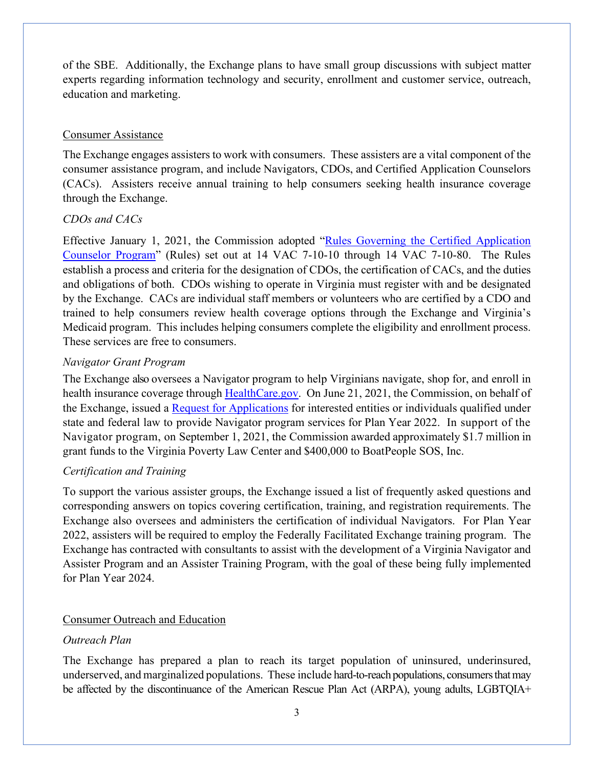of the SBE. Additionally, the Exchange plans to have small group discussions with subject matter experts regarding information technology and security, enrollment and customer service, outreach, education and marketing.

## Consumer Assistance

The Exchange engages assisters to work with consumers. These assisters are a vital component of the consumer assistance program, and include Navigators, CDOs, and Certified Application Counselors (CACs). Assisters receive annual training to help consumers seeking health insurance coverage through the Exchange.

### *CDOs and CACs*

Effective January 1, 2021, the Commission adopted "Rules Governing the Certified Application Counselor Program" (Rules) set out at 14 VAC 7-10-10 through 14 VAC 7-10-80. The Rules establish a process and criteria for the designation of CDOs, the certification of CACs, and the duties and obligations of both. CDOs wishing to operate in Virginia must register with and be designated by the Exchange. CACs are individual staff members or volunteers who are certified by a CDO and trained to help consumers review health coverage options through the Exchange and Virginia's Medicaid program. This includes helping consumers complete the eligibility and enrollment process. These services are free to consumers.

### *Navigator Grant Program*

The Exchange also oversees a Navigator program to help Virginians navigate, shop for, and enroll in health insurance coverage through HealthCare.gov. On June 21, 2021, the Commission, on behalf of the Exchange, issued a Request for Applications for interested entities or individuals qualified under state and federal law to provide Navigator program services for Plan Year 2022. In support of the Navigator program, on September 1, 2021, the Commission awarded approximately $1.7 million in grant funds to the Virginia Poverty Law Center and $400,000 to BoatPeople SOS, Inc.

### *Certification and Training*

To support the various assister groups, the Exchange issued a list of frequently asked questions and corresponding answers on topics covering certification, training, and registration requirements. The Exchange also oversees and administers the certification of individual Navigators. For Plan Year 2022, assisters will be required to employ the Federally Facilitated Exchange training program. The Exchange has contracted with consultants to assist with the development of a Virginia Navigator and Assister Program and an Assister Training Program, with the goal of these being fully implemented for Plan Year 2024.

## Consumer Outreach and Education

### *Outreach Plan*

The Exchange has prepared a plan to reach its target population of uninsured, underinsured, underserved, and marginalized populations. These include hard-to-reach populations, consumers that may be affected by the discontinuance of the American Rescue Plan Act (ARPA), young adults, LGBTQIA+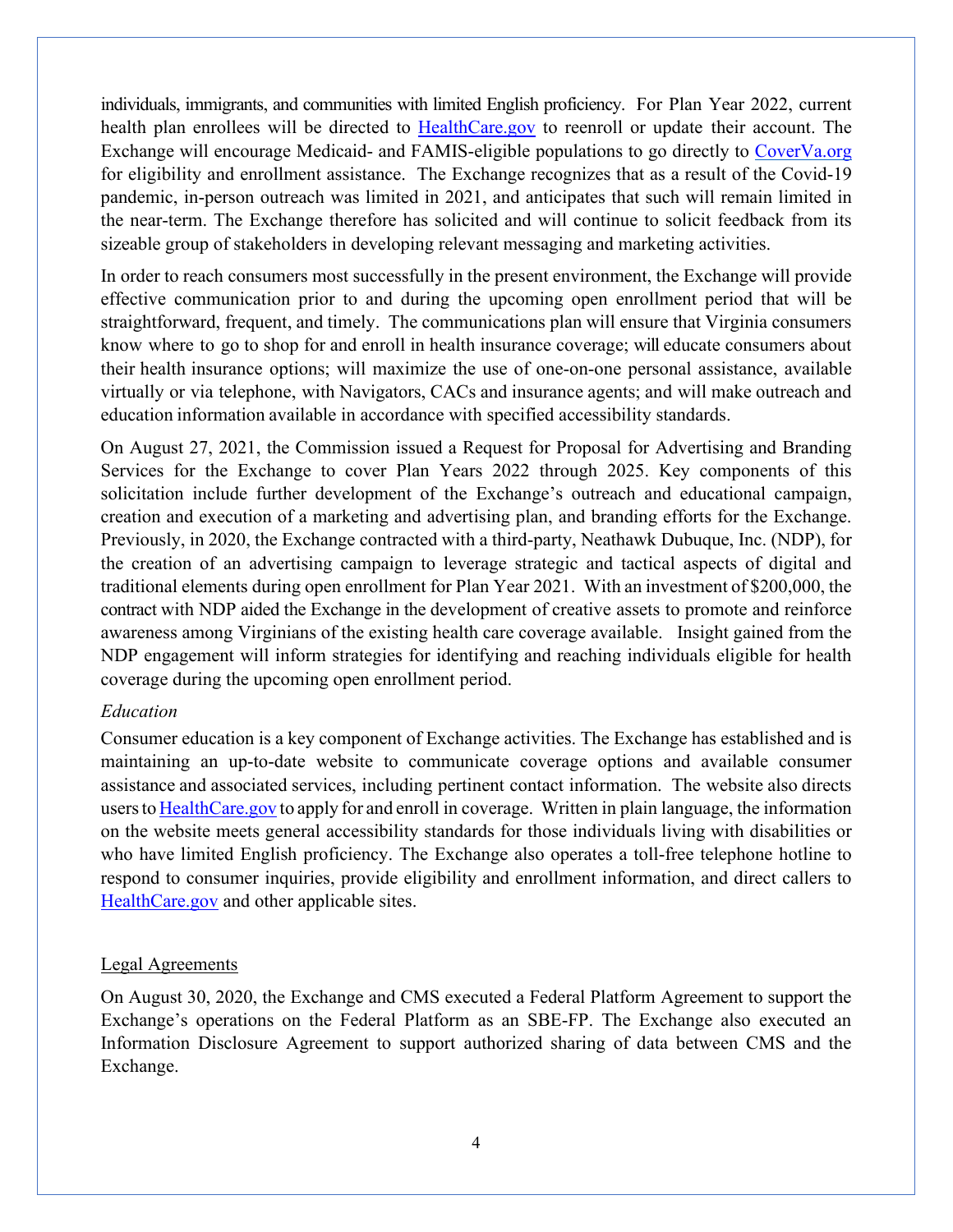individuals, immigrants, and communities with limited English proficiency. For Plan Year 2022, current health plan enrollees will be directed to HealthCare.gov to reenroll or update their account. The Exchange will encourage Medicaid- and FAMIS-eligible populations to go directly to CoverVa.org for eligibility and enrollment assistance. The Exchange recognizes that as a result of the Covid-19 pandemic, in-person outreach was limited in 2021, and anticipates that such will remain limited in the near-term. The Exchange therefore has solicited and will continue to solicit feedback from its sizeable group of stakeholders in developing relevant messaging and marketing activities.

In order to reach consumers most successfully in the present environment, the Exchange will provide effective communication prior to and during the upcoming open enrollment period that will be straightforward, frequent, and timely. The communications plan will ensure that Virginia consumers know where to go to shop for and enroll in health insurance coverage; will educate consumers about their health insurance options; will maximize the use of one-on-one personal assistance, available virtually or via telephone, with Navigators, CACs and insurance agents; and will make outreach and education information available in accordance with specified accessibility standards.

On August 27, 2021, the Commission issued a Request for Proposal for Advertising and Branding Services for the Exchange to cover Plan Years 2022 through 2025. Key components of this solicitation include further development of the Exchange's outreach and educational campaign, creation and execution of a marketing and advertising plan, and branding efforts for the Exchange. Previously, in 2020, the Exchange contracted with a third-party, Neathawk Dubuque, Inc. (NDP), for the creation of an advertising campaign to leverage strategic and tactical aspects of digital and traditional elements during open enrollment for Plan Year 2021. With an investment of $200,000, the contract with NDP aided the Exchange in the development of creative assets to promote and reinforce awareness among Virginians of the existing health care coverage available. Insight gained from the NDP engagement will inform strategies for identifying and reaching individuals eligible for health coverage during the upcoming open enrollment period.

*Education*

Consumer education is a key component of Exchange activities. The Exchange has established and is maintaining an up-to-date website to communicate coverage options and available consumer assistance and associated services, including pertinent contact information. The website also directs users to HealthCare.gov to apply for and enroll in coverage. Written in plain language, the information on the website meets general accessibility standards for those individuals living with disabilities or who have limited English proficiency. The Exchange also operates a toll-free telephone hotline to respond to consumer inquiries, provide eligibility and enrollment information, and direct callers to HealthCare.gov and other applicable sites.

<u>Legal Agreements</u>

On August 30, 2020, the Exchange and CMS executed a Federal Platform Agreement to support the Exchange's operations on the Federal Platform as an SBE-FP. The Exchange also executed an Information Disclosure Agreement to support authorized sharing of data between CMS and the Exchange.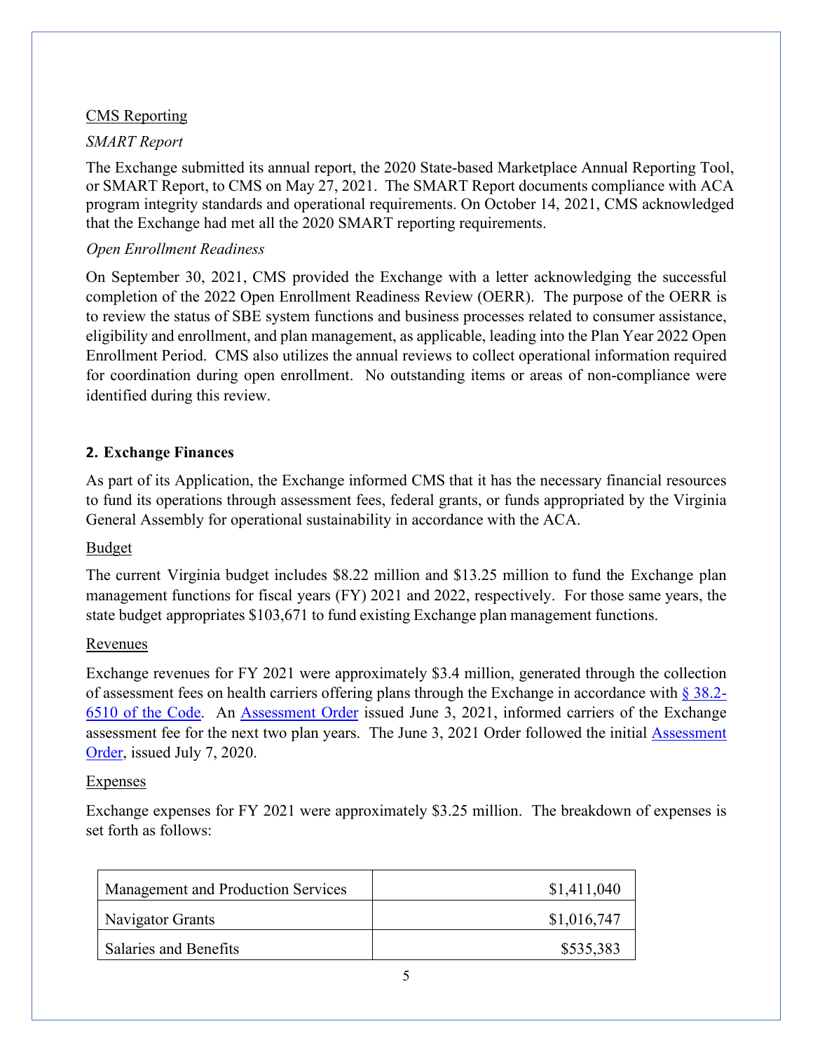CMS Reporting

*SMART Report*

The Exchange submitted its annual report, the 2020 State-based Marketplace Annual Reporting Tool, or SMART Report, to CMS on May 27, 2021. The SMART Report documents compliance with ACA program integrity standards and operational requirements. On October 14, 2021, CMS acknowledged that the Exchange had met all the 2020 SMART reporting requirements.

*Open Enrollment Readiness*

On September 30, 2021, CMS provided the Exchange with a letter acknowledging the successful completion of the 2022 Open Enrollment Readiness Review (OERR). The purpose of the OERR is to review the status of SBE system functions and business processes related to consumer assistance, eligibility and enrollment, and plan management, as applicable, leading into the Plan Year 2022 Open Enrollment Period. CMS also utilizes the annual reviews to collect operational information required for coordination during open enrollment. No outstanding items or areas of non-compliance were identified during this review.

## 2. Exchange Finances

As part of its Application, the Exchange informed CMS that it has the necessary financial resources to fund its operations through assessment fees, federal grants, or funds appropriated by the Virginia General Assembly for operational sustainability in accordance with the ACA.

Budget

The current Virginia budget includes $8.22 million and $13.25 million to fund the Exchange plan management functions for fiscal years (FY) 2021 and 2022, respectively. For those same years, the state budget appropriates $103,671 to fund existing Exchange plan management functions.

Revenues

Exchange revenues for FY 2021 were approximately $3.4 million, generated through the collection of assessment fees on health carriers offering plans through the Exchange in accordance with § 38.2-6510 of the Code. An Assessment Order issued June 3, 2021, informed carriers of the Exchange assessment fee for the next two plan years. The June 3, 2021 Order followed the initial Assessment Order, issued July 7, 2020.

Expenses

Exchange expenses for FY 2021 were approximately $3.25 million. The breakdown of expenses is set forth as follows:

| | |
|---|---:|
| Management and Production Services | $1,411,040 |
| Navigator Grants | $1,016,747 |
| Salaries and Benefits | $535,383 |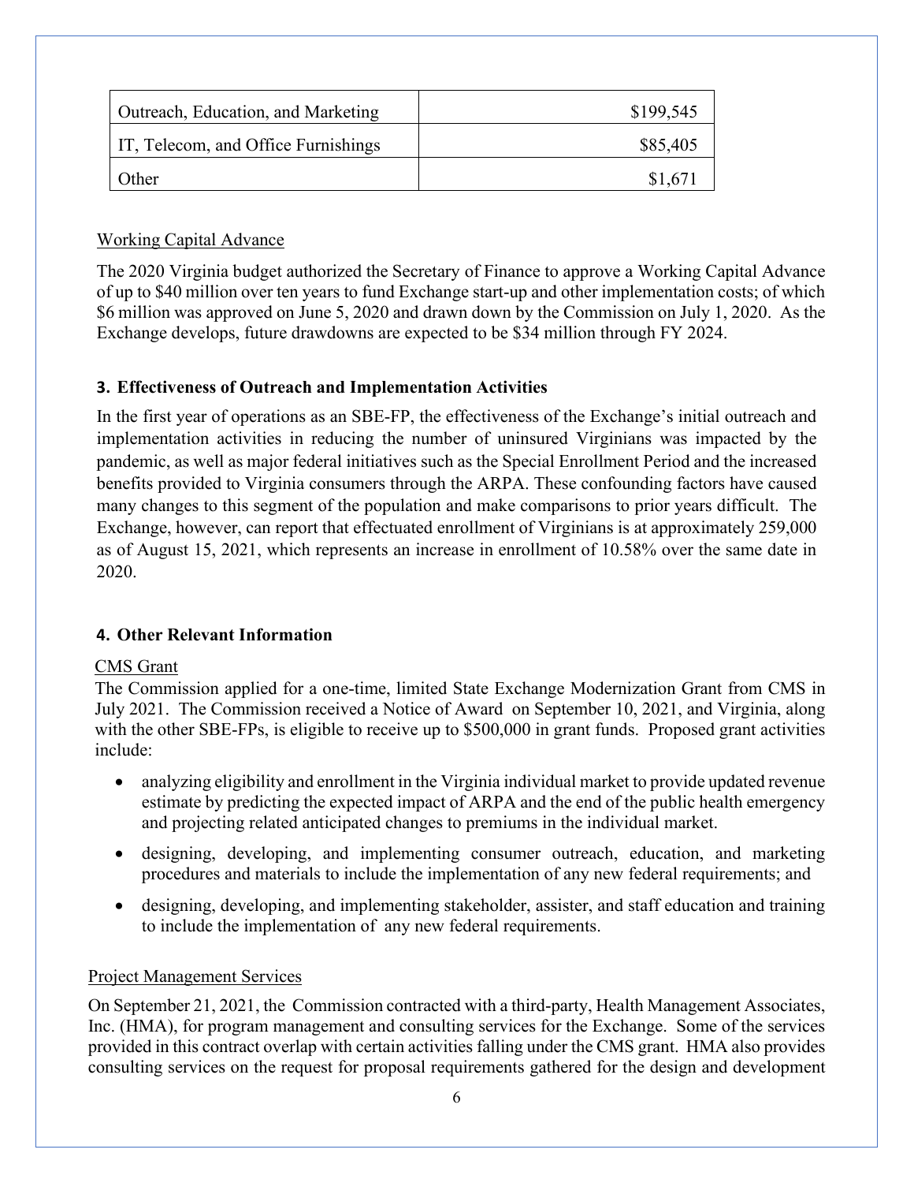| | |
|---|---|
| Outreach, Education, and Marketing | $199,545 |
| IT, Telecom, and Office Furnishings | $85,405 |
| Other | $1,671 |

Working Capital Advance

The 2020 Virginia budget authorized the Secretary of Finance to approve a Working Capital Advance of up to $40 million over ten years to fund Exchange start-up and other implementation costs; of which $6 million was approved on June 5, 2020 and drawn down by the Commission on July 1, 2020. As the Exchange develops, future drawdowns are expected to be $34 million through FY 2024.

### 3. Effectiveness of Outreach and Implementation Activities

In the first year of operations as an SBE-FP, the effectiveness of the Exchange's initial outreach and implementation activities in reducing the number of uninsured Virginians was impacted by the pandemic, as well as major federal initiatives such as the Special Enrollment Period and the increased benefits provided to Virginia consumers through the ARPA. These confounding factors have caused many changes to this segment of the population and make comparisons to prior years difficult. The Exchange, however, can report that effectuated enrollment of Virginians is at approximately 259,000 as of August 15, 2021, which represents an increase in enrollment of 10.58% over the same date in 2020.

### 4. Other Relevant Information

CMS Grant

The Commission applied for a one-time, limited State Exchange Modernization Grant from CMS in July 2021. The Commission received a Notice of Award on September 10, 2021, and Virginia, along with the other SBE-FPs, is eligible to receive up to $500,000 in grant funds. Proposed grant activities include:

- analyzing eligibility and enrollment in the Virginia individual market to provide updated revenue estimate by predicting the expected impact of ARPA and the end of the public health emergency and projecting related anticipated changes to premiums in the individual market.
- designing, developing, and implementing consumer outreach, education, and marketing procedures and materials to include the implementation of any new federal requirements; and
- designing, developing, and implementing stakeholder, assister, and staff education and training to include the implementation of any new federal requirements.

Project Management Services

On September 21, 2021, the Commission contracted with a third-party, Health Management Associates, Inc. (HMA), for program management and consulting services for the Exchange. Some of the services provided in this contract overlap with certain activities falling under the CMS grant. HMA also provides consulting services on the request for proposal requirements gathered for the design and development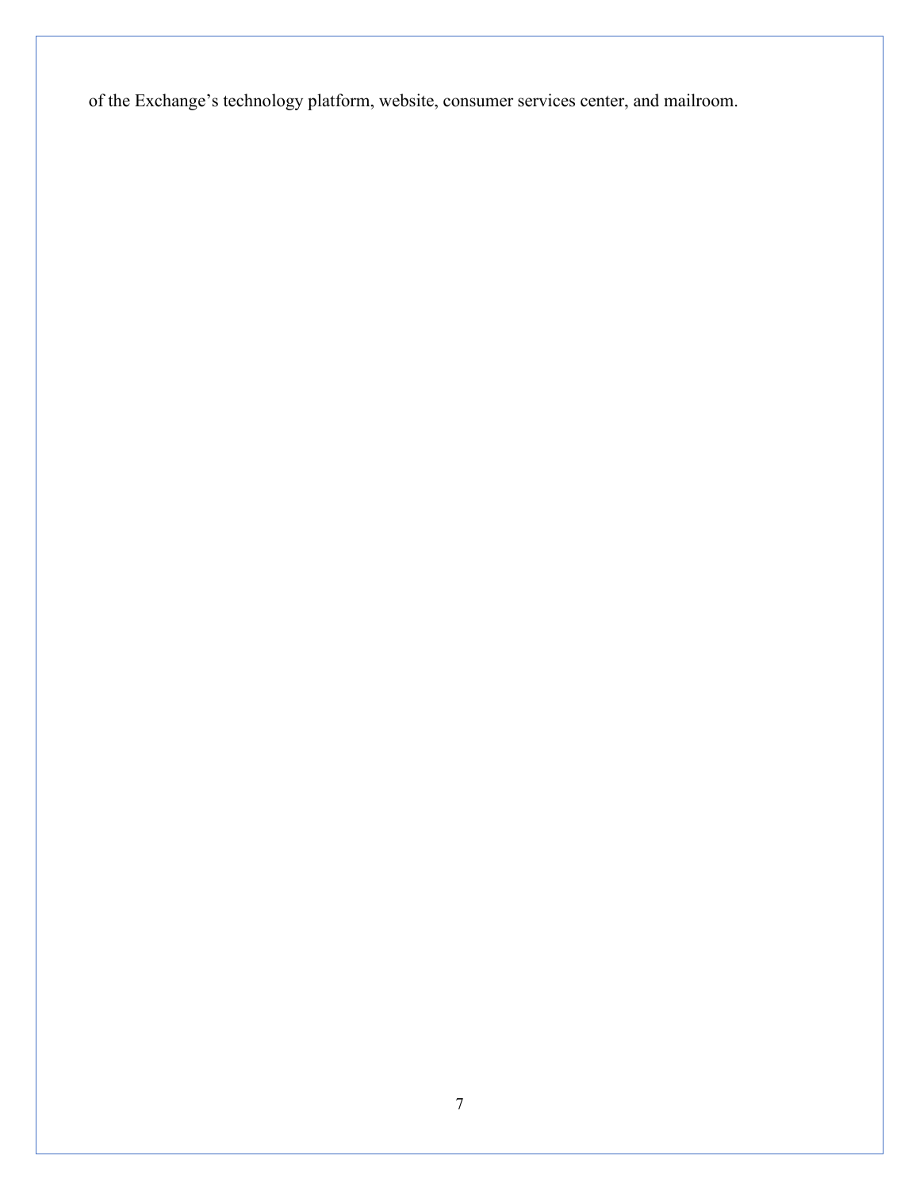of the Exchange's technology platform, website, consumer services center, and mailroom.